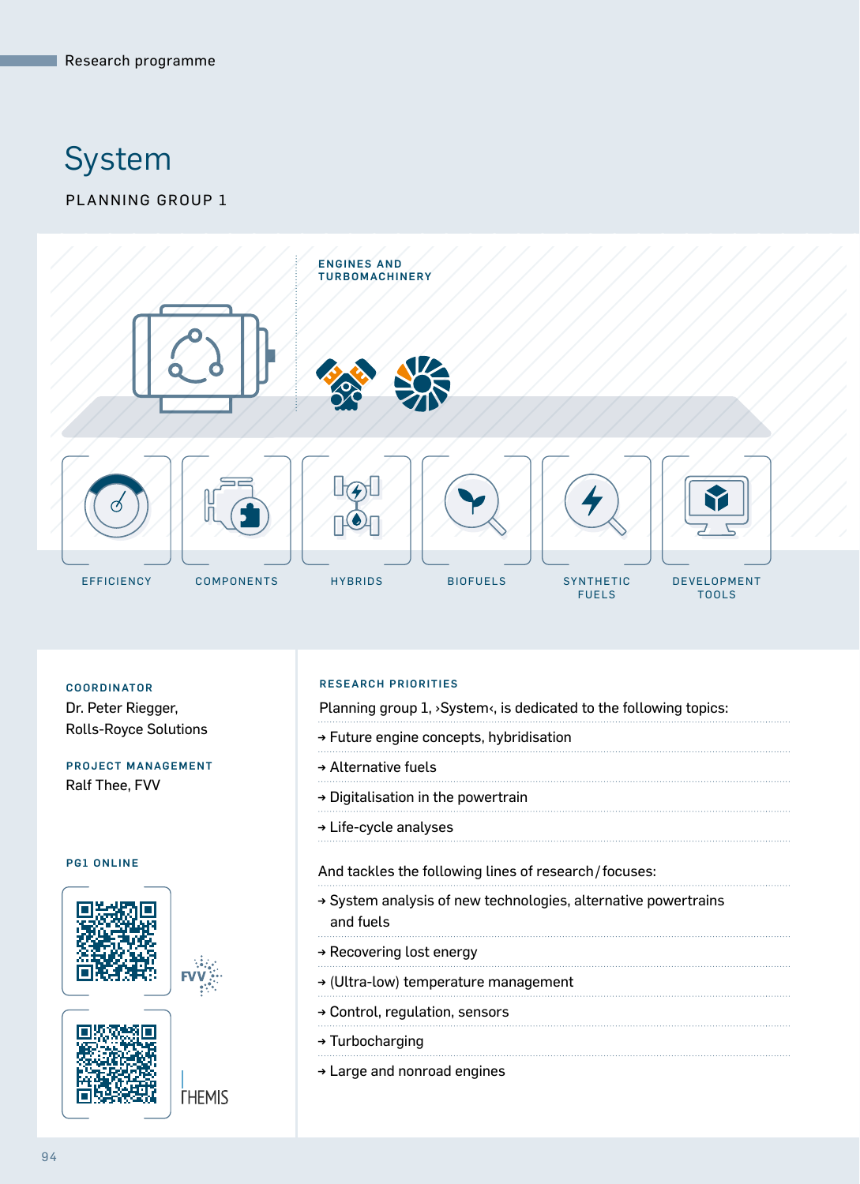Research programme

# System

PLANNING GROUP 1

ENGINES AND TURBOMACHINERY

EFFICIENCY | COMPONENTS | HYBRIDS | BIOFUELS | SYNTHETIC FUELS | DEVELOPMENT TOOLS

**COORDINATOR**
Dr. Peter Riegger, Rolls-Royce Solutions

**PROJECT MANAGEMENT**
Ralf Thee, FVV

**PG1 ONLINE**

FVV

THEMIS

## RESEARCH PRIORITIES

Planning group 1, ›System‹, is dedicated to the following topics:

- Future engine concepts, hybridisation
- Alternative fuels
- Digitalisation in the powertrain
- Life-cycle analyses

And tackles the following lines of research / focuses:

- System analysis of new technologies, alternative powertrains and fuels
- Recovering lost energy
- (Ultra-low) temperature management
- Control, regulation, sensors
- Turbocharging
- Large and nonroad engines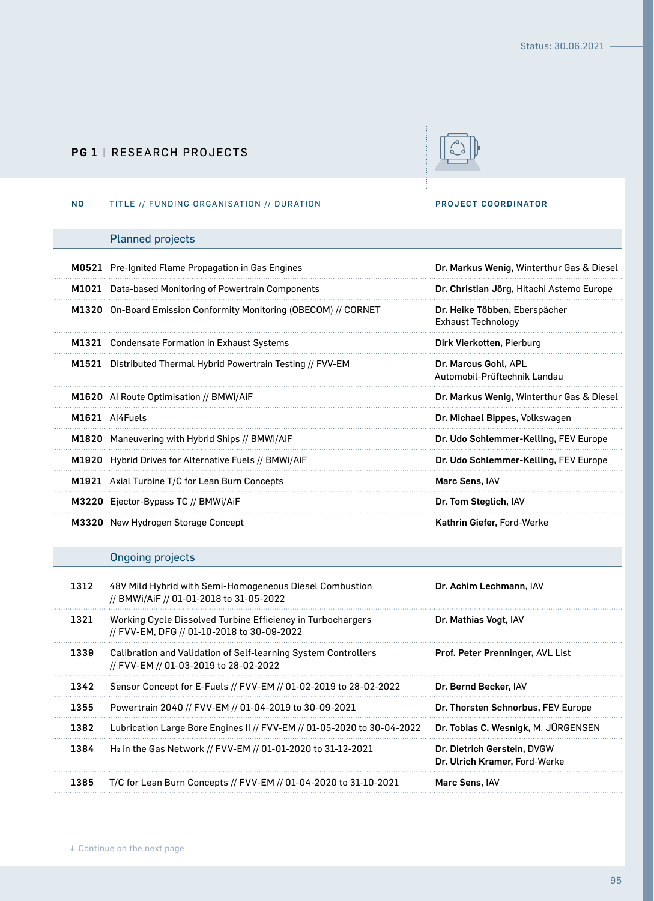## PG 1 | RESEARCH PROJECTS

| NO | TITLE // FUNDING ORGANISATION // DURATION | PROJECT COORDINATOR |
|---|---|---|
| | **Planned projects** | |
| **M0521** | Pre-Ignited Flame Propagation in Gas Engines | **Dr. Markus Wenig**, Winterthur Gas & Diesel |
| **M1021** | Data-based Monitoring of Powertrain Components | **Dr. Christian Jörg**, Hitachi Astemo Europe |
| **M1320** | On-Board Emission Conformity Monitoring (OBECOM) // CORNET | **Dr. Heike Többen**, Eberspächer Exhaust Technology |
| **M1321** | Condensate Formation in Exhaust Systems | **Dirk Vierkotten**, Pierburg |
| **M1521** | Distributed Thermal Hybrid Powertrain Testing // FVV-EM | **Dr. Marcus Gohl**, APL Automobil-Prüftechnik Landau |
| **M1620** | AI Route Optimisation // BMWi/AiF | **Dr. Markus Wenig**, Winterthur Gas & Diesel |
| **M1621** | AI4Fuels | **Dr. Michael Bippes**, Volkswagen |
| **M1820** | Maneuvering with Hybrid Ships // BMWi/AiF | **Dr. Udo Schlemmer-Kelling**, FEV Europe |
| **M1920** | Hybrid Drives for Alternative Fuels // BMWi/AiF | **Dr. Udo Schlemmer-Kelling**, FEV Europe |
| **M1921** | Axial Turbine T/C for Lean Burn Concepts | **Marc Sens**, IAV |
| **M3220** | Ejector-Bypass TC // BMWi/AiF | **Dr. Tom Steglich**, IAV |
| **M3320** | New Hydrogen Storage Concept | **Kathrin Giefer**, Ford-Werke |
| | **Ongoing projects** | |
| **1312** | 48V Mild Hybrid with Semi-Homogeneous Diesel Combustion // BMWi/AiF // 01-01-2018 to 31-05-2022 | **Dr. Achim Lechmann**, IAV |
| **1321** | Working Cycle Dissolved Turbine Efficiency in Turbochargers // FVV-EM, DFG // 01-10-2018 to 30-09-2022 | **Dr. Mathias Vogt**, IAV |
| **1339** | Calibration and Validation of Self-learning System Controllers // FVV-EM // 01-03-2019 to 28-02-2022 | **Prof. Peter Prenninger**, AVL List |
| **1342** | Sensor Concept for E-Fuels // FVV-EM // 01-02-2019 to 28-02-2022 | **Dr. Bernd Becker**, IAV |
| **1355** | Powertrain 2040 // FVV-EM // 01-04-2019 to 30-09-2021 | **Dr. Thorsten Schnorbus**, FEV Europe |
| **1382** | Lubrication Large Bore Engines II // FVV-EM // 01-05-2020 to 30-04-2022 | **Dr. Tobias C. Wesnigk**, M. JÜRGENSEN |
| **1384** | $H_2$ in the Gas Network // FVV-EM // 01-01-2020 to 31-12-2021 | **Dr. Dietrich Gerstein**, DVGW<br>**Dr. Ulrich Kramer**, Ford-Werke |
| **1385** | T/C for Lean Burn Concepts // FVV-EM // 01-04-2020 to 31-10-2021 | **Marc Sens**, IAV |

↓ Continue on the next page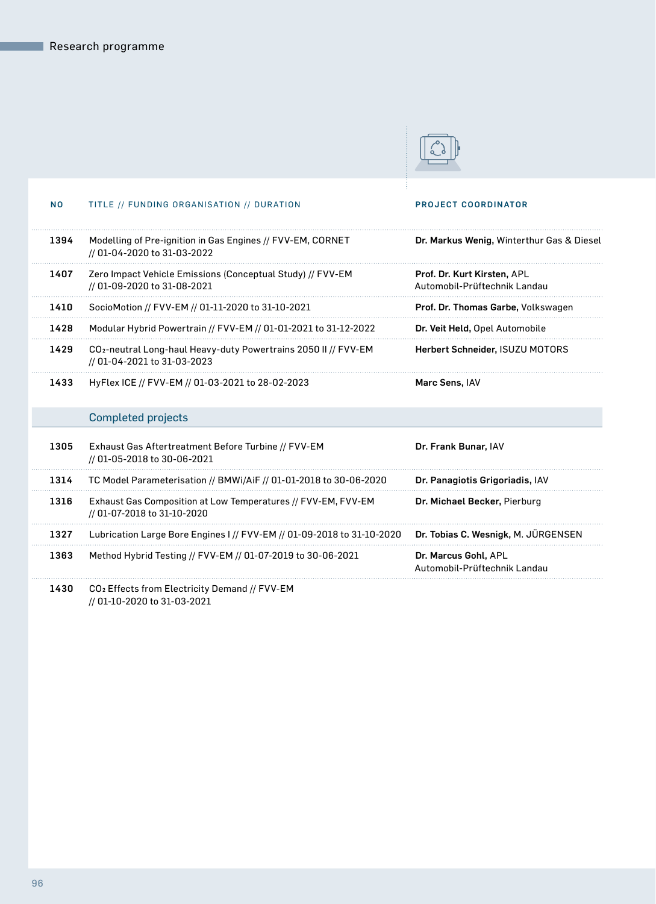| NO | TITLE // FUNDING ORGANISATION // DURATION | PROJECT COORDINATOR |
|---|---|---|
| 1394 | Modelling of Pre-ignition in Gas Engines // FVV-EM, CORNET // 01-04-2020 to 31-03-2022 | **Dr. Markus Wenig,** Winterthur Gas & Diesel |
| 1407 | Zero Impact Vehicle Emissions (Conceptual Study) // FVV-EM // 01-09-2020 to 31-08-2021 | **Prof. Dr. Kurt Kirsten,** APL Automobil-Prüftechnik Landau |
| 1410 | SocioMotion // FVV-EM // 01-11-2020 to 31-10-2021 | **Prof. Dr. Thomas Garbe,** Volkswagen |
| 1428 | Modular Hybrid Powertrain // FVV-EM // 01-01-2021 to 31-12-2022 | **Dr. Veit Held,** Opel Automobile |
| 1429 | $CO_2$-neutral Long-haul Heavy-duty Powertrains 2050 II // FVV-EM // 01-04-2021 to 31-03-2023 | **Herbert Schneider,** ISUZU MOTORS |
| 1433 | HyFlex ICE // FVV-EM // 01-03-2021 to 28-02-2023 | **Marc Sens,** IAV |

## Completed projects

| NO | TITLE // FUNDING ORGANISATION // DURATION | PROJECT COORDINATOR |
|---|---|---|
| 1305 | Exhaust Gas Aftertreatment Before Turbine // FVV-EM // 01-05-2018 to 30-06-2021 | **Dr. Frank Bunar,** IAV |
| 1314 | TC Model Parameterisation // BMWi/AiF // 01-01-2018 to 30-06-2020 | **Dr. Panagiotis Grigoriadis,** IAV |
| 1316 | Exhaust Gas Composition at Low Temperatures // FVV-EM, FVV-EM // 01-07-2018 to 31-10-2020 | **Dr. Michael Becker,** Pierburg |
| 1327 | Lubrication Large Bore Engines I // FVV-EM // 01-09-2018 to 31-10-2020 | **Dr. Tobias C. Wesnigk,** M. JÜRGENSEN |
| 1363 | Method Hybrid Testing // FVV-EM // 01-07-2019 to 30-06-2021 | **Dr. Marcus Gohl,** APL Automobil-Prüftechnik Landau |
| 1430 | $CO_2$ Effects from Electricity Demand // FVV-EM // 01-10-2020 to 31-03-2021 | |